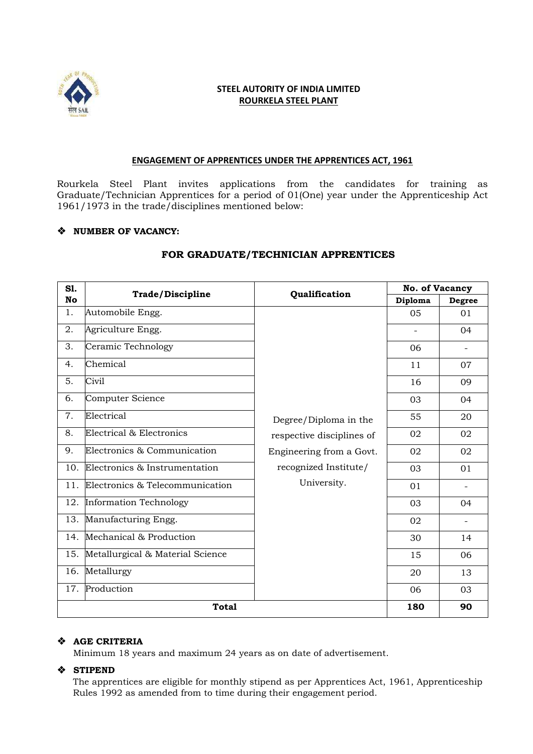**STEEL AUTORITY OF INDIA LIMITED**
**ROURKELA STEEL PLANT**

## ENGAGEMENT OF APPRENTICES UNDER THE APPRENTICES ACT, 1961

Rourkela Steel Plant invites applications from the candidates for training as Graduate/Technician Apprentices for a period of 01(One) year under the Apprenticeship Act 1961/1973 in the trade/disciplines mentioned below:

❖ **NUMBER OF VACANCY:**

### FOR GRADUATE/TECHNICIAN APPRENTICES

| Sl. No | Trade/Discipline | Qualification | No. of Vacancy | |
|---|---|---|---|---|
| | | | Diploma | Degree |
| 1. | Automobile Engg. | Degree/Diploma in the respective disciplines of Engineering from a Govt. recognized Institute/ University. | 05 | 01 |
| 2. | Agriculture Engg. | | - | 04 |
| 3. | Ceramic Technology | | 06 | - |
| 4. | Chemical | | 11 | 07 |
| 5. | Civil | | 16 | 09 |
| 6. | Computer Science | | 03 | 04 |
| 7. | Electrical | | 55 | 20 |
| 8. | Electrical & Electronics | | 02 | 02 |
| 9. | Electronics & Communication | | 02 | 02 |
| 10. | Electronics & Instrumentation | | 03 | 01 |
| 11. | Electronics & Telecommunication | | 01 | - |
| 12. | Information Technology | | 03 | 04 |
| 13. | Manufacturing Engg. | | 02 | - |
| 14. | Mechanical & Production | | 30 | 14 |
| 15. | Metallurgical & Material Science | | 15 | 06 |
| 16. | Metallurgy | | 20 | 13 |
| 17. | Production | | 06 | 03 |
| **Total** | | | **180** | **90** |

❖ **AGE CRITERIA**

Minimum 18 years and maximum 24 years as on date of advertisement.

❖ **STIPEND**

The apprentices are eligible for monthly stipend as per Apprentices Act, 1961, Apprenticeship Rules 1992 as amended from to time during their engagement period.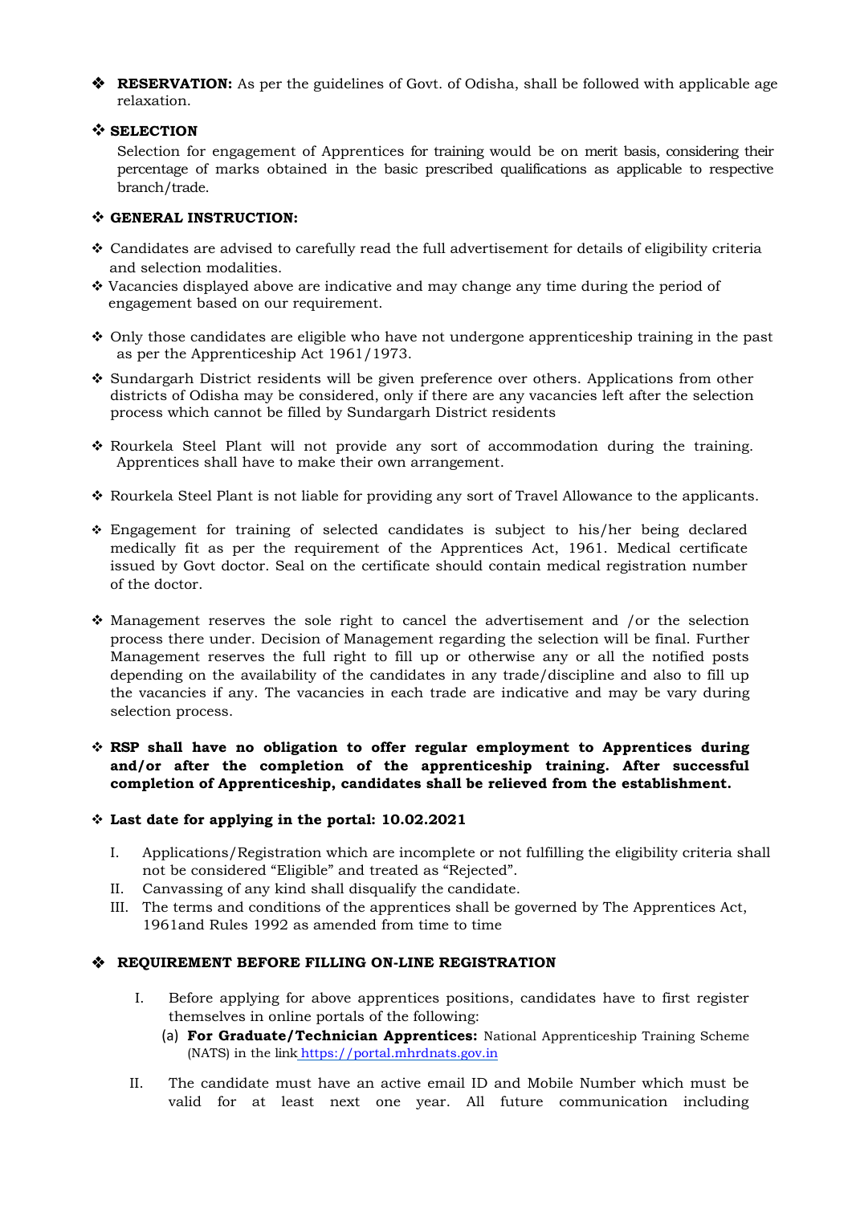- **RESERVATION:** As per the guidelines of Govt. of Odisha, shall be followed with applicable age relaxation.

- **SELECTION**

  Selection for engagement of Apprentices for training would be on merit basis, considering their percentage of marks obtained in the basic prescribed qualifications as applicable to respective branch/trade.

- **GENERAL INSTRUCTION:**

- Candidates are advised to carefully read the full advertisement for details of eligibility criteria and selection modalities.
- Vacancies displayed above are indicative and may change any time during the period of engagement based on our requirement.
- Only those candidates are eligible who have not undergone apprenticeship training in the past as per the Apprenticeship Act 1961/1973.
- Sundargarh District residents will be given preference over others. Applications from other districts of Odisha may be considered, only if there are any vacancies left after the selection process which cannot be filled by Sundargarh District residents
- Rourkela Steel Plant will not provide any sort of accommodation during the training. Apprentices shall have to make their own arrangement.
- Rourkela Steel Plant is not liable for providing any sort of Travel Allowance to the applicants.
- Engagement for training of selected candidates is subject to his/her being declared medically fit as per the requirement of the Apprentices Act, 1961. Medical certificate issued by Govt doctor. Seal on the certificate should contain medical registration number of the doctor.
- Management reserves the sole right to cancel the advertisement and /or the selection process there under. Decision of Management regarding the selection will be final. Further Management reserves the full right to fill up or otherwise any or all the notified posts depending on the availability of the candidates in any trade/discipline and also to fill up the vacancies if any. The vacancies in each trade are indicative and may be vary during selection process.
- **RSP shall have no obligation to offer regular employment to Apprentices during and/or after the completion of the apprenticeship training. After successful completion of Apprenticeship, candidates shall be relieved from the establishment.**
- **Last date for applying in the portal: 10.02.2021**

  I. Applications/Registration which are incomplete or not fulfilling the eligibility criteria shall not be considered "Eligible" and treated as "Rejected".

  II. Canvassing of any kind shall disqualify the candidate.

  III. The terms and conditions of the apprentices shall be governed by The Apprentices Act, 1961and Rules 1992 as amended from time to time

- **REQUIREMENT BEFORE FILLING ON-LINE REGISTRATION**

  I. Before applying for above apprentices positions, candidates have to first register themselves in online portals of the following:

  (a) **For Graduate/Technician Apprentices:** National Apprenticeship Training Scheme (NATS) in the link https://portal.mhrdnats.gov.in

  II. The candidate must have an active email ID and Mobile Number which must be valid for at least next one year. All future communication including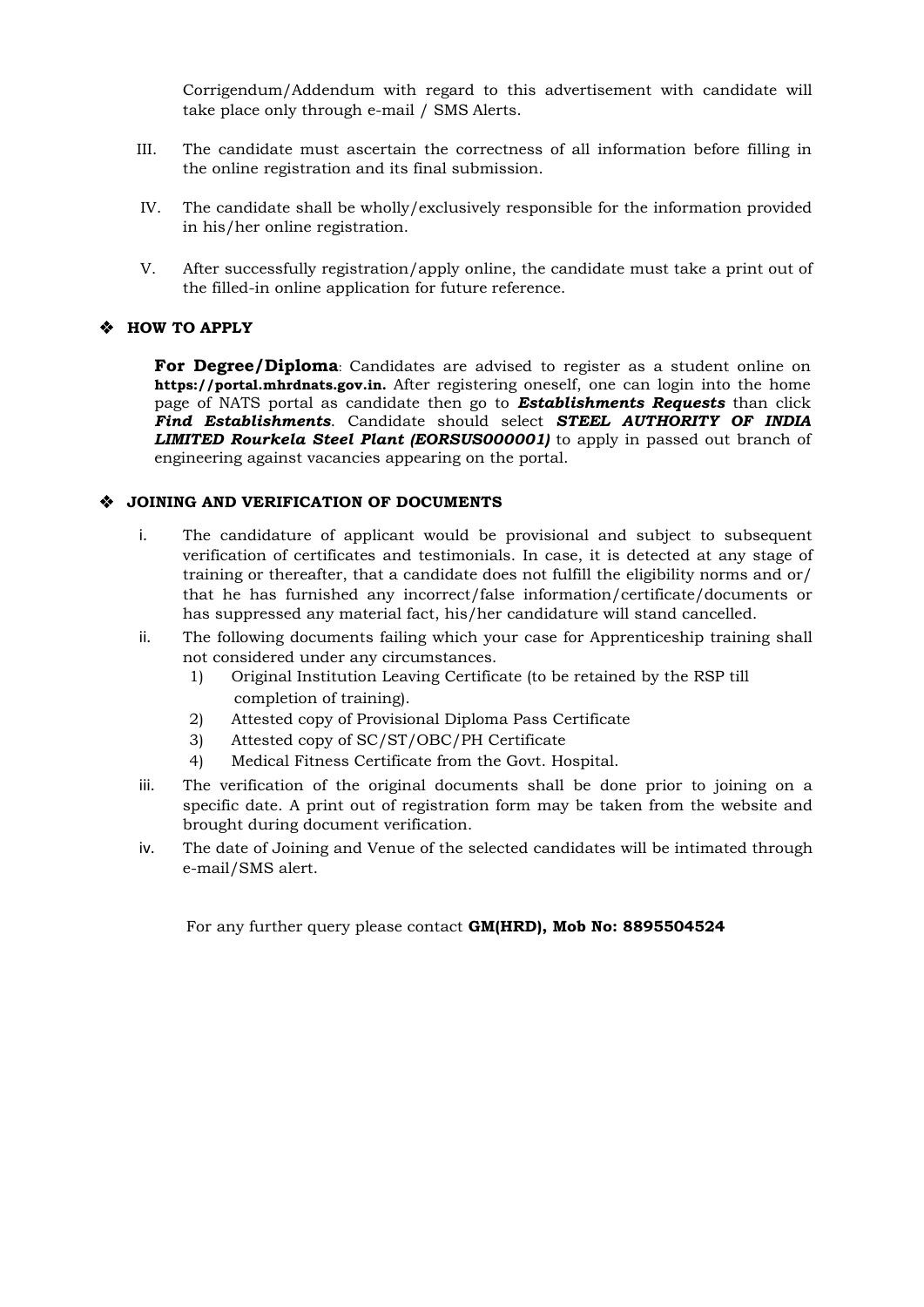Corrigendum/Addendum with regard to this advertisement with candidate will take place only through e-mail / SMS Alerts.

III. The candidate must ascertain the correctness of all information before filling in the online registration and its final submission.

IV. The candidate shall be wholly/exclusively responsible for the information provided in his/her online registration.

V. After successfully registration/apply online, the candidate must take a print out of the filled-in online application for future reference.

## ❖ HOW TO APPLY

**For Degree/Diploma**: Candidates are advised to register as a student online on **https://portal.mhrdnats.gov.in.** After registering oneself, one can login into the home page of NATS portal as candidate then go to ***Establishments Requests*** than click ***Find Establishments***. Candidate should select ***STEEL AUTHORITY OF INDIA LIMITED Rourkela Steel Plant (EORSUS000001)*** to apply in passed out branch of engineering against vacancies appearing on the portal.

## ❖ JOINING AND VERIFICATION OF DOCUMENTS

i. The candidature of applicant would be provisional and subject to subsequent verification of certificates and testimonials. In case, it is detected at any stage of training or thereafter, that a candidate does not fulfill the eligibility norms and or/ that he has furnished any incorrect/false information/certificate/documents or has suppressed any material fact, his/her candidature will stand cancelled.

ii. The following documents failing which your case for Apprenticeship training shall not considered under any circumstances.
   1) Original Institution Leaving Certificate (to be retained by the RSP till completion of training).
   2) Attested copy of Provisional Diploma Pass Certificate
   3) Attested copy of SC/ST/OBC/PH Certificate
   4) Medical Fitness Certificate from the Govt. Hospital.

iii. The verification of the original documents shall be done prior to joining on a specific date. A print out of registration form may be taken from the website and brought during document verification.

iv. The date of Joining and Venue of the selected candidates will be intimated through e-mail/SMS alert.

For any further query please contact **GM(HRD), Mob No: 8895504524**